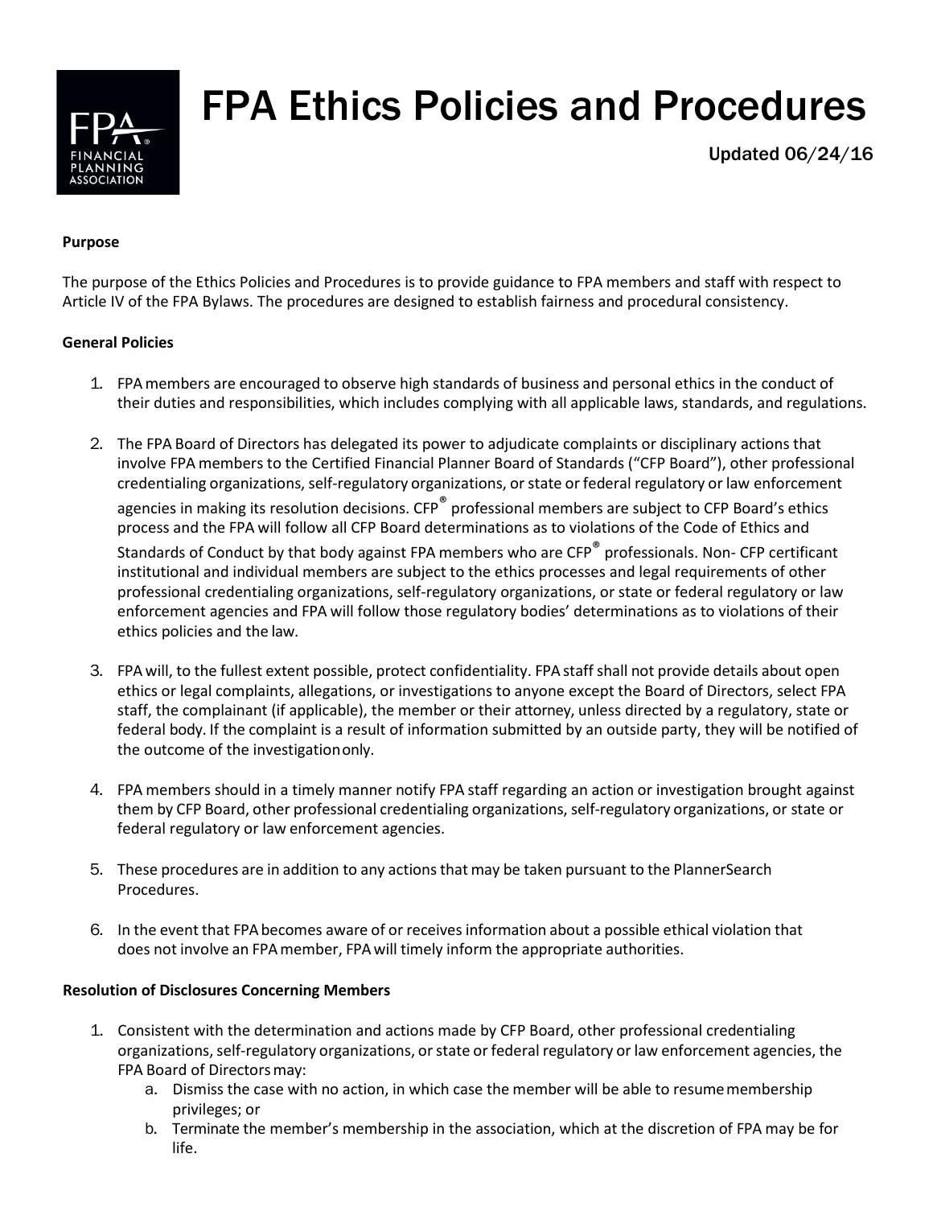# FPA Ethics Policies and Procedures

Updated 06/24/16

**Purpose**

The purpose of the Ethics Policies and Procedures is to provide guidance to FPA members and staff with respect to Article IV of the FPA Bylaws. The procedures are designed to establish fairness and procedural consistency.

**General Policies**

1. FPA members are encouraged to observe high standards of business and personal ethics in the conduct of their duties and responsibilities, which includes complying with all applicable laws, standards, and regulations.

2. The FPA Board of Directors has delegated its power to adjudicate complaints or disciplinary actions that involve FPA members to the Certified Financial Planner Board of Standards ("CFP Board"), other professional credentialing organizations, self-regulatory organizations, or state or federal regulatory or law enforcement agencies in making its resolution decisions. CFP® professional members are subject to CFP Board's ethics process and the FPA will follow all CFP Board determinations as to violations of the Code of Ethics and Standards of Conduct by that body against FPA members who are CFP® professionals. Non- CFP certificant institutional and individual members are subject to the ethics processes and legal requirements of other professional credentialing organizations, self-regulatory organizations, or state or federal regulatory or law enforcement agencies and FPA will follow those regulatory bodies' determinations as to violations of their ethics policies and the law.

3. FPA will, to the fullest extent possible, protect confidentiality. FPA staff shall not provide details about open ethics or legal complaints, allegations, or investigations to anyone except the Board of Directors, select FPA staff, the complainant (if applicable), the member or their attorney, unless directed by a regulatory, state or federal body. If the complaint is a result of information submitted by an outside party, they will be notified of the outcome of the investigation only.

4. FPA members should in a timely manner notify FPA staff regarding an action or investigation brought against them by CFP Board, other professional credentialing organizations, self-regulatory organizations, or state or federal regulatory or law enforcement agencies.

5. These procedures are in addition to any actions that may be taken pursuant to the PlannerSearch Procedures.

6. In the event that FPA becomes aware of or receives information about a possible ethical violation that does not involve an FPA member, FPA will timely inform the appropriate authorities.

**Resolution of Disclosures Concerning Members**

1. Consistent with the determination and actions made by CFP Board, other professional credentialing organizations, self-regulatory organizations, or state or federal regulatory or law enforcement agencies, the FPA Board of Directors may:
   a. Dismiss the case with no action, in which case the member will be able to resume membership privileges; or
   b. Terminate the member's membership in the association, which at the discretion of FPA may be for life.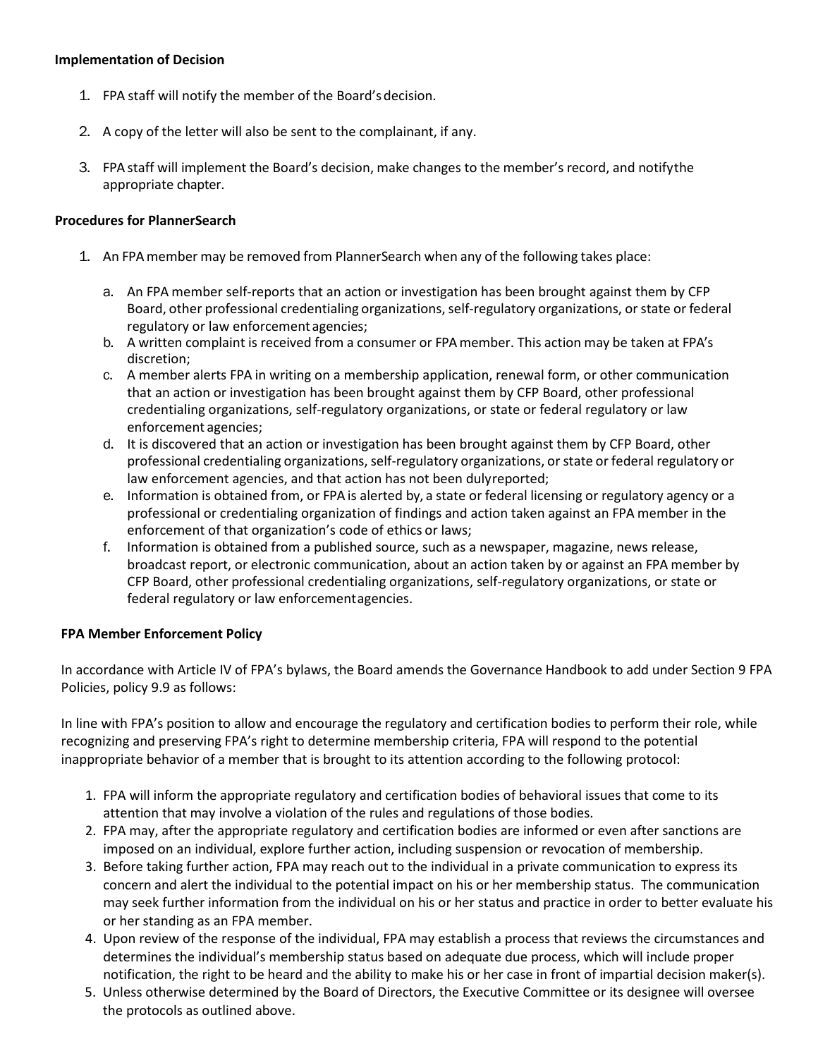**Implementation of Decision**

1. FPA staff will notify the member of the Board's decision.

2. A copy of the letter will also be sent to the complainant, if any.

3. FPA staff will implement the Board's decision, make changes to the member's record, and notify the appropriate chapter.

**Procedures for PlannerSearch**

1. An FPA member may be removed from PlannerSearch when any of the following takes place:

   a. An FPA member self-reports that an action or investigation has been brought against them by CFP Board, other professional credentialing organizations, self-regulatory organizations, or state or federal regulatory or law enforcement agencies;
   b. A written complaint is received from a consumer or FPA member. This action may be taken at FPA's discretion;
   c. A member alerts FPA in writing on a membership application, renewal form, or other communication that an action or investigation has been brought against them by CFP Board, other professional credentialing organizations, self-regulatory organizations, or state or federal regulatory or law enforcement agencies;
   d. It is discovered that an action or investigation has been brought against them by CFP Board, other professional credentialing organizations, self-regulatory organizations, or state or federal regulatory or law enforcement agencies, and that action has not been duly reported;
   e. Information is obtained from, or FPA is alerted by, a state or federal licensing or regulatory agency or a professional or credentialing organization of findings and action taken against an FPA member in the enforcement of that organization's code of ethics or laws;
   f. Information is obtained from a published source, such as a newspaper, magazine, news release, broadcast report, or electronic communication, about an action taken by or against an FPA member by CFP Board, other professional credentialing organizations, self-regulatory organizations, or state or federal regulatory or law enforcement agencies.

**FPA Member Enforcement Policy**

In accordance with Article IV of FPA's bylaws, the Board amends the Governance Handbook to add under Section 9 FPA Policies, policy 9.9 as follows:

In line with FPA's position to allow and encourage the regulatory and certification bodies to perform their role, while recognizing and preserving FPA's right to determine membership criteria, FPA will respond to the potential inappropriate behavior of a member that is brought to its attention according to the following protocol:

1. FPA will inform the appropriate regulatory and certification bodies of behavioral issues that come to its attention that may involve a violation of the rules and regulations of those bodies.
2. FPA may, after the appropriate regulatory and certification bodies are informed or even after sanctions are imposed on an individual, explore further action, including suspension or revocation of membership.
3. Before taking further action, FPA may reach out to the individual in a private communication to express its concern and alert the individual to the potential impact on his or her membership status. The communication may seek further information from the individual on his or her status and practice in order to better evaluate his or her standing as an FPA member.
4. Upon review of the response of the individual, FPA may establish a process that reviews the circumstances and determines the individual's membership status based on adequate due process, which will include proper notification, the right to be heard and the ability to make his or her case in front of impartial decision maker(s).
5. Unless otherwise determined by the Board of Directors, the Executive Committee or its designee will oversee the protocols as outlined above.